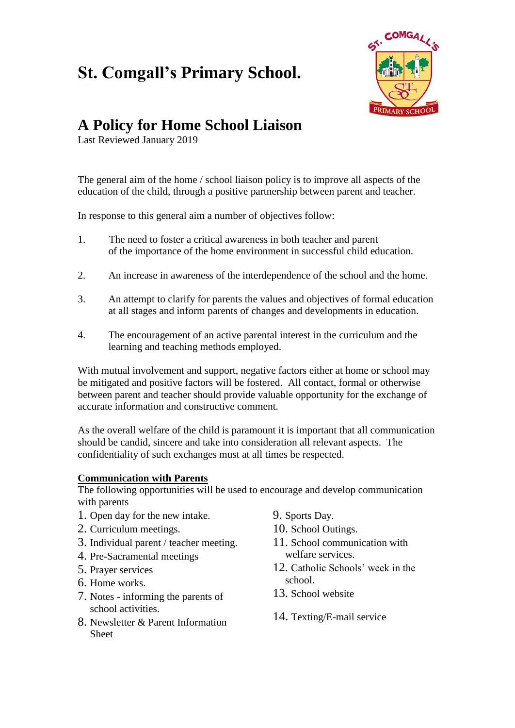# St. Comgall's Primary School.

## A Policy for Home School Liaison

Last Reviewed January 2019

The general aim of the home / school liaison policy is to improve all aspects of the education of the child, through a positive partnership between parent and teacher.

In response to this general aim a number of objectives follow:

1. The need to foster a critical awareness in both teacher and parent of the importance of the home environment in successful child education.

2. An increase in awareness of the interdependence of the school and the home.

3. An attempt to clarify for parents the values and objectives of formal education at all stages and inform parents of changes and developments in education.

4. The encouragement of an active parental interest in the curriculum and the learning and teaching methods employed.

With mutual involvement and support, negative factors either at home or school may be mitigated and positive factors will be fostered. All contact, formal or otherwise between parent and teacher should provide valuable opportunity for the exchange of accurate information and constructive comment.

As the overall welfare of the child is paramount it is important that all communication should be candid, sincere and take into consideration all relevant aspects. The confidentiality of such exchanges must at all times be respected.

**<u>Communication with Parents</u>**

The following opportunities will be used to encourage and develop communication with parents

1. Open day for the new intake.
2. Curriculum meetings.
3. Individual parent / teacher meeting.
4. Pre-Sacramental meetings
5. Prayer services
6. Home works.
7. Notes - informing the parents of school activities.
8. Newsletter & Parent Information Sheet
9. Sports Day.
10. School Outings.
11. School communication with welfare services.
12. Catholic Schools' week in the school.
13. School website
14. Texting/E-mail service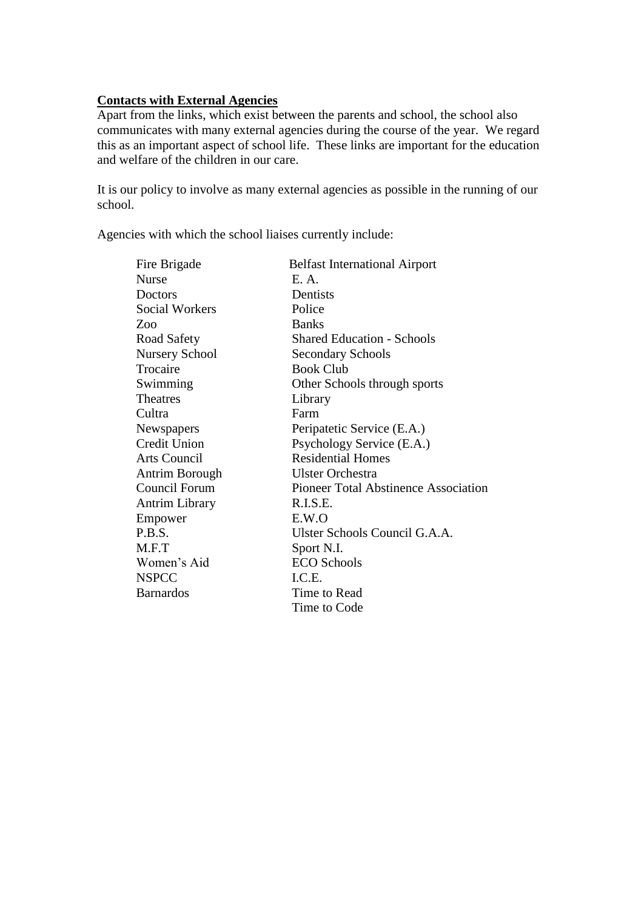**Contacts with External Agencies**

Apart from the links, which exist between the parents and school, the school also communicates with many external agencies during the course of the year. We regard this as an important aspect of school life. These links are important for the education and welfare of the children in our care.

It is our policy to involve as many external agencies as possible in the running of our school.

Agencies with which the school liaises currently include:

| | |
|---|---|
| Fire Brigade | Belfast International Airport |
| Nurse | E. A. |
| Doctors | Dentists |
| Social Workers | Police |
| Zoo | Banks |
| Road Safety | Shared Education - Schools |
| Nursery School | Secondary Schools |
| Trocaire | Book Club |
| Swimming | Other Schools through sports |
| Theatres | Library |
| Cultra | Farm |
| Newspapers | Peripatetic Service (E.A.) |
| Credit Union | Psychology Service (E.A.) |
| Arts Council | Residential Homes |
| Antrim Borough | Ulster Orchestra |
| Council Forum | Pioneer Total Abstinence Association |
| Antrim Library | R.I.S.E. |
| Empower | E.W.O |
| P.B.S. | Ulster Schools Council G.A.A. |
| M.F.T | Sport N.I. |
| Women's Aid | ECO Schools |
| NSPCC | I.C.E. |
| Barnardos | Time to Read |
| | Time to Code |